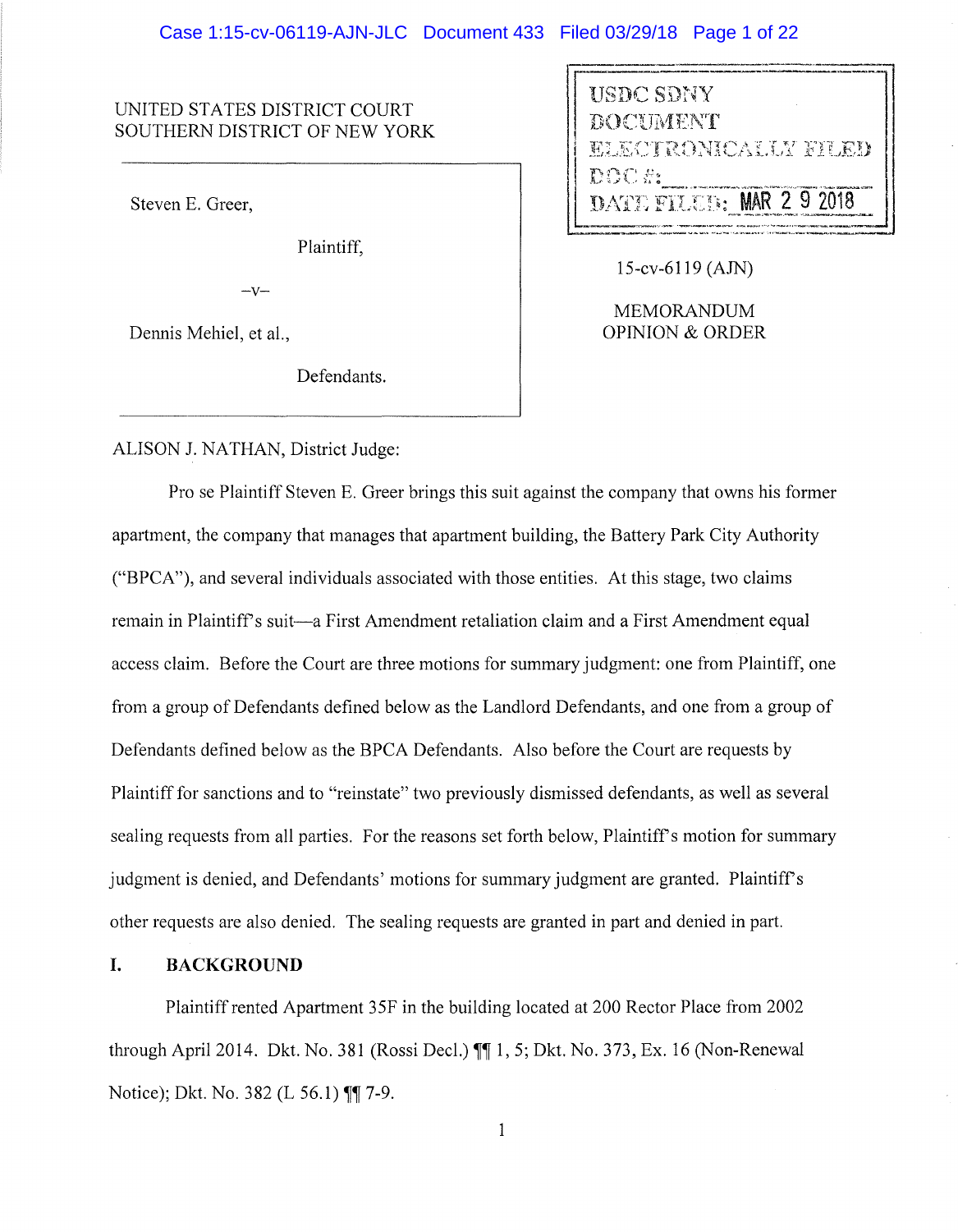UNITED STATES DISTRICT COURT
SOUTHERN DISTRICT OF NEW YORK

Steven E. Greer,

Plaintiff,

–v–

Dennis Mehiel, et al.,

Defendants.

USDC SDNY
DOCUMENT
ELECTRONICALLY FILED
DOC #:
DATE FILED: MAR 29 2018

15-cv-6119 (AJN)

MEMORANDUM
OPINION & ORDER

ALISON J. NATHAN, District Judge:

Pro se Plaintiff Steven E. Greer brings this suit against the company that owns his former apartment, the company that manages that apartment building, the Battery Park City Authority ("BPCA"), and several individuals associated with those entities. At this stage, two claims remain in Plaintiff's suit—a First Amendment retaliation claim and a First Amendment equal access claim. Before the Court are three motions for summary judgment: one from Plaintiff, one from a group of Defendants defined below as the Landlord Defendants, and one from a group of Defendants defined below as the BPCA Defendants. Also before the Court are requests by Plaintiff for sanctions and to "reinstate" two previously dismissed defendants, as well as several sealing requests from all parties. For the reasons set forth below, Plaintiff's motion for summary judgment is denied, and Defendants' motions for summary judgment are granted. Plaintiff's other requests are also denied. The sealing requests are granted in part and denied in part.

## I. BACKGROUND

Plaintiff rented Apartment 35F in the building located at 200 Rector Place from 2002 through April 2014. Dkt. No. 381 (Rossi Decl.) ¶¶ 1, 5; Dkt. No. 373, Ex. 16 (Non-Renewal Notice); Dkt. No. 382 (L 56.1) ¶¶ 7-9.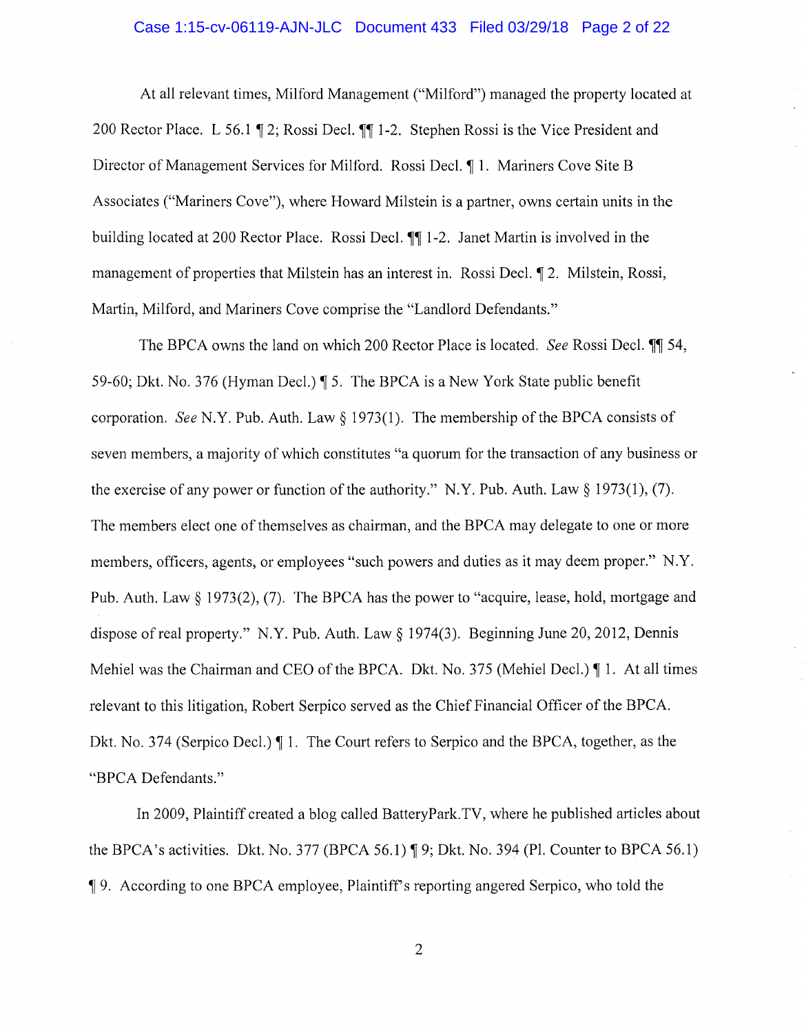At all relevant times, Milford Management ("Milford") managed the property located at 200 Rector Place. L 56.1 ¶ 2; Rossi Decl. ¶¶ 1-2. Stephen Rossi is the Vice President and Director of Management Services for Milford. Rossi Decl. ¶ 1. Mariners Cove Site B Associates ("Mariners Cove"), where Howard Milstein is a partner, owns certain units in the building located at 200 Rector Place. Rossi Decl. ¶¶ 1-2. Janet Martin is involved in the management of properties that Milstein has an interest in. Rossi Decl. ¶ 2. Milstein, Rossi, Martin, Milford, and Mariners Cove comprise the "Landlord Defendants."

The BPCA owns the land on which 200 Rector Place is located. *See* Rossi Decl. ¶¶ 54, 59-60; Dkt. No. 376 (Hyman Decl.) ¶ 5. The BPCA is a New York State public benefit corporation. *See* N.Y. Pub. Auth. Law § 1973(1). The membership of the BPCA consists of seven members, a majority of which constitutes "a quorum for the transaction of any business or the exercise of any power or function of the authority." N.Y. Pub. Auth. Law § 1973(1), (7). The members elect one of themselves as chairman, and the BPCA may delegate to one or more members, officers, agents, or employees "such powers and duties as it may deem proper." N.Y. Pub. Auth. Law § 1973(2), (7). The BPCA has the power to "acquire, lease, hold, mortgage and dispose of real property." N.Y. Pub. Auth. Law § 1974(3). Beginning June 20, 2012, Dennis Mehiel was the Chairman and CEO of the BPCA. Dkt. No. 375 (Mehiel Decl.) ¶ 1. At all times relevant to this litigation, Robert Serpico served as the Chief Financial Officer of the BPCA. Dkt. No. 374 (Serpico Decl.) ¶ 1. The Court refers to Serpico and the BPCA, together, as the "BPCA Defendants."

In 2009, Plaintiff created a blog called BatteryPark.TV, where he published articles about the BPCA's activities. Dkt. No. 377 (BPCA 56.1) ¶ 9; Dkt. No. 394 (Pl. Counter to BPCA 56.1) ¶ 9. According to one BPCA employee, Plaintiff's reporting angered Serpico, who told the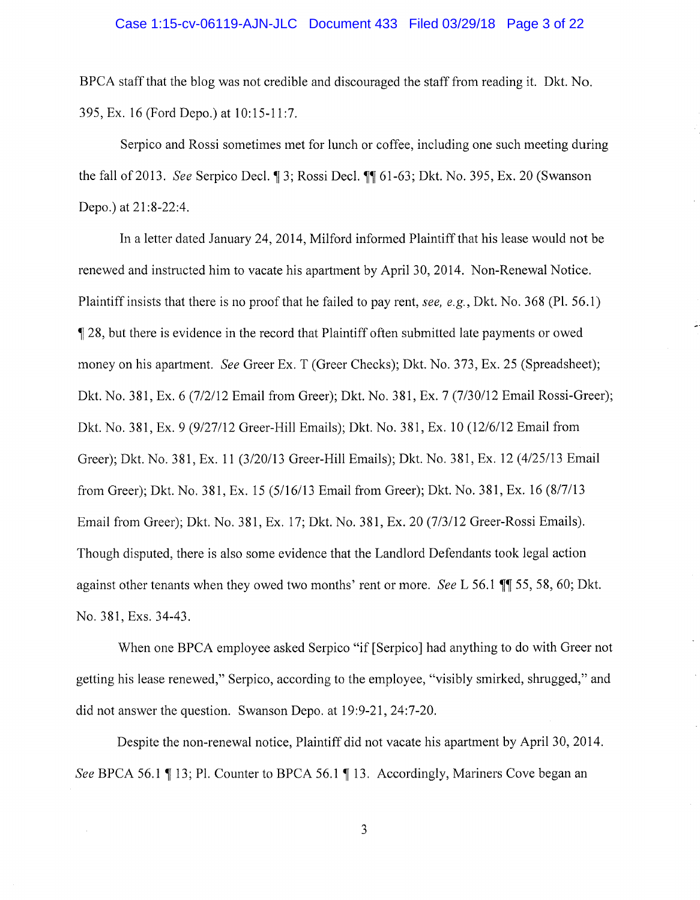BPCA staff that the blog was not credible and discouraged the staff from reading it. Dkt. No. 395, Ex. 16 (Ford Depo.) at 10:15-11:7.

Serpico and Rossi sometimes met for lunch or coffee, including one such meeting during the fall of 2013. *See* Serpico Decl. ¶ 3; Rossi Decl. ¶¶ 61-63; Dkt. No. 395, Ex. 20 (Swanson Depo.) at 21:8-22:4.

In a letter dated January 24, 2014, Milford informed Plaintiff that his lease would not be renewed and instructed him to vacate his apartment by April 30, 2014. Non-Renewal Notice. Plaintiff insists that there is no proof that he failed to pay rent, *see, e.g.*, Dkt. No. 368 (Pl. 56.1) ¶ 28, but there is evidence in the record that Plaintiff often submitted late payments or owed money on his apartment. *See* Greer Ex. T (Greer Checks); Dkt. No. 373, Ex. 25 (Spreadsheet); Dkt. No. 381, Ex. 6 (7/2/12 Email from Greer); Dkt. No. 381, Ex. 7 (7/30/12 Email Rossi-Greer); Dkt. No. 381, Ex. 9 (9/27/12 Greer-Hill Emails); Dkt. No. 381, Ex. 10 (12/6/12 Email from Greer); Dkt. No. 381, Ex. 11 (3/20/13 Greer-Hill Emails); Dkt. No. 381, Ex. 12 (4/25/13 Email from Greer); Dkt. No. 381, Ex. 15 (5/16/13 Email from Greer); Dkt. No. 381, Ex. 16 (8/7/13 Email from Greer); Dkt. No. 381, Ex. 17; Dkt. No. 381, Ex. 20 (7/3/12 Greer-Rossi Emails). Though disputed, there is also some evidence that the Landlord Defendants took legal action against other tenants when they owed two months' rent or more. *See* L 56.1 ¶¶ 55, 58, 60; Dkt. No. 381, Exs. 34-43.

When one BPCA employee asked Serpico "if [Serpico] had anything to do with Greer not getting his lease renewed," Serpico, according to the employee, "visibly smirked, shrugged," and did not answer the question. Swanson Depo. at 19:9-21, 24:7-20.

Despite the non-renewal notice, Plaintiff did not vacate his apartment by April 30, 2014. *See* BPCA 56.1 ¶ 13; Pl. Counter to BPCA 56.1 ¶ 13. Accordingly, Mariners Cove began an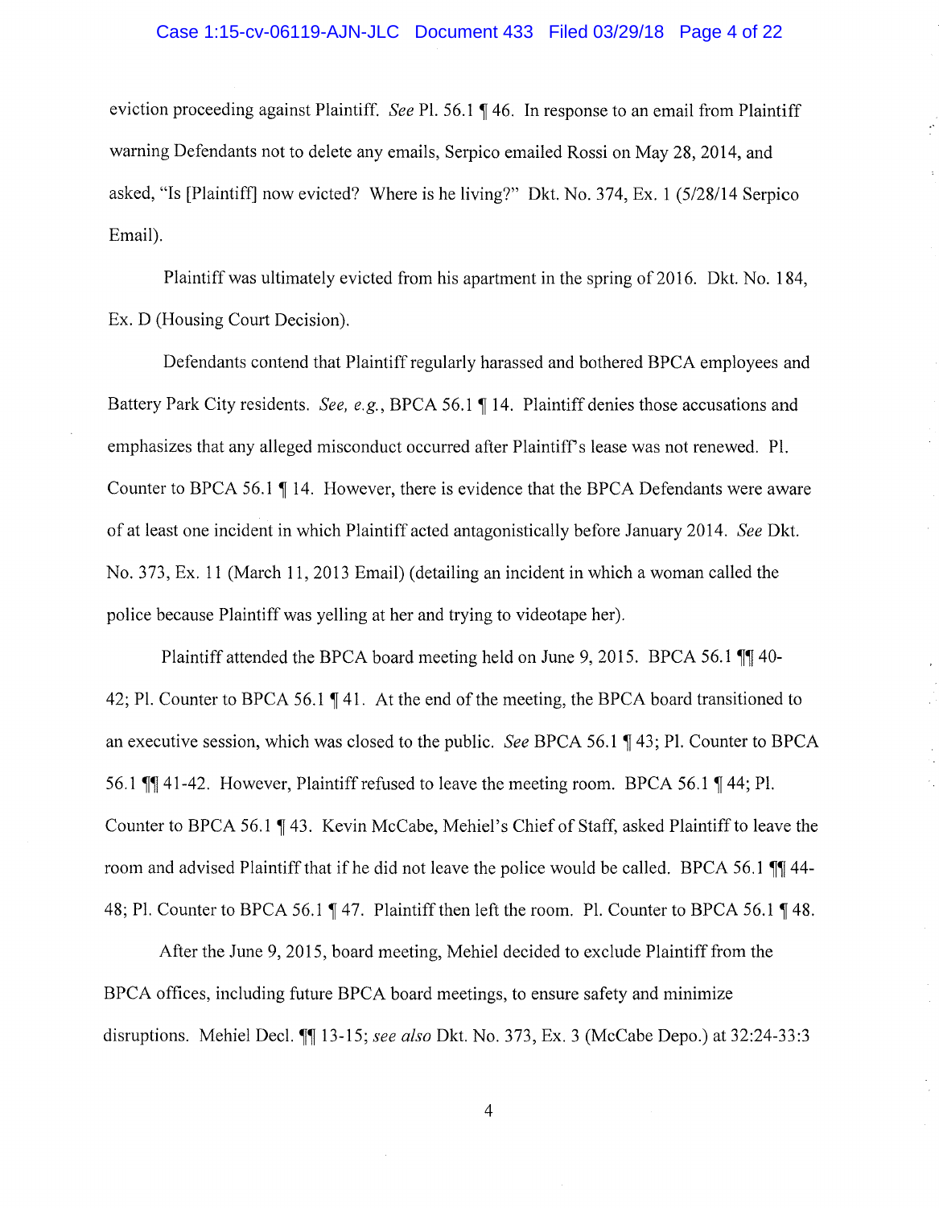eviction proceeding against Plaintiff. *See* Pl. 56.1 ¶ 46. In response to an email from Plaintiff warning Defendants not to delete any emails, Serpico emailed Rossi on May 28, 2014, and asked, "Is [Plaintiff] now evicted? Where is he living?" Dkt. No. 374, Ex. 1 (5/28/14 Serpico Email).

Plaintiff was ultimately evicted from his apartment in the spring of 2016. Dkt. No. 184, Ex. D (Housing Court Decision).

Defendants contend that Plaintiff regularly harassed and bothered BPCA employees and Battery Park City residents. *See, e.g.*, BPCA 56.1 ¶ 14. Plaintiff denies those accusations and emphasizes that any alleged misconduct occurred after Plaintiff's lease was not renewed. Pl. Counter to BPCA 56.1 ¶ 14. However, there is evidence that the BPCA Defendants were aware of at least one incident in which Plaintiff acted antagonistically before January 2014. *See* Dkt. No. 373, Ex. 11 (March 11, 2013 Email) (detailing an incident in which a woman called the police because Plaintiff was yelling at her and trying to videotape her).

Plaintiff attended the BPCA board meeting held on June 9, 2015. BPCA 56.1 ¶¶ 40-42; Pl. Counter to BPCA 56.1 ¶ 41. At the end of the meeting, the BPCA board transitioned to an executive session, which was closed to the public. *See* BPCA 56.1 ¶ 43; Pl. Counter to BPCA 56.1 ¶¶ 41-42. However, Plaintiff refused to leave the meeting room. BPCA 56.1 ¶ 44; Pl. Counter to BPCA 56.1 ¶ 43. Kevin McCabe, Mehiel's Chief of Staff, asked Plaintiff to leave the room and advised Plaintiff that if he did not leave the police would be called. BPCA 56.1 ¶¶ 44-48; Pl. Counter to BPCA 56.1 ¶ 47. Plaintiff then left the room. Pl. Counter to BPCA 56.1 ¶ 48.

After the June 9, 2015, board meeting, Mehiel decided to exclude Plaintiff from the BPCA offices, including future BPCA board meetings, to ensure safety and minimize disruptions. Mehiel Decl. ¶¶ 13-15; *see also* Dkt. No. 373, Ex. 3 (McCabe Depo.) at 32:24-33:3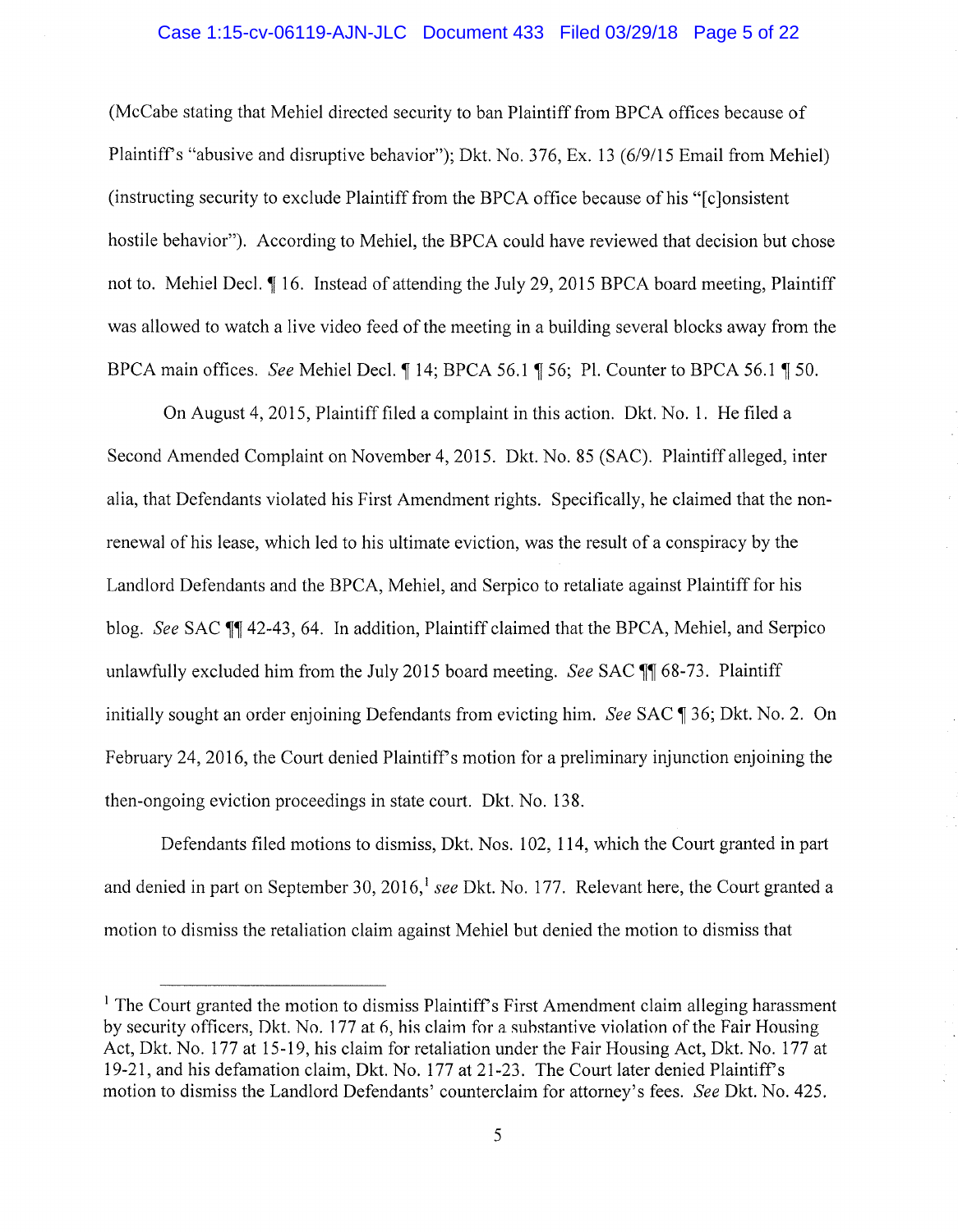(McCabe stating that Mehiel directed security to ban Plaintiff from BPCA offices because of Plaintiff's "abusive and disruptive behavior"); Dkt. No. 376, Ex. 13 (6/9/15 Email from Mehiel) (instructing security to exclude Plaintiff from the BPCA office because of his "[c]onsistent hostile behavior"). According to Mehiel, the BPCA could have reviewed that decision but chose not to. Mehiel Decl. ¶ 16. Instead of attending the July 29, 2015 BPCA board meeting, Plaintiff was allowed to watch a live video feed of the meeting in a building several blocks away from the BPCA main offices. *See* Mehiel Decl. ¶ 14; BPCA 56.1 ¶ 56; Pl. Counter to BPCA 56.1 ¶ 50.

On August 4, 2015, Plaintiff filed a complaint in this action. Dkt. No. 1. He filed a Second Amended Complaint on November 4, 2015. Dkt. No. 85 (SAC). Plaintiff alleged, inter alia, that Defendants violated his First Amendment rights. Specifically, he claimed that the non-renewal of his lease, which led to his ultimate eviction, was the result of a conspiracy by the Landlord Defendants and the BPCA, Mehiel, and Serpico to retaliate against Plaintiff for his blog. *See* SAC ¶¶ 42-43, 64. In addition, Plaintiff claimed that the BPCA, Mehiel, and Serpico unlawfully excluded him from the July 2015 board meeting. *See* SAC ¶¶ 68-73. Plaintiff initially sought an order enjoining Defendants from evicting him. *See* SAC ¶ 36; Dkt. No. 2. On February 24, 2016, the Court denied Plaintiff's motion for a preliminary injunction enjoining the then-ongoing eviction proceedings in state court. Dkt. No. 138.

Defendants filed motions to dismiss, Dkt. Nos. 102, 114, which the Court granted in part and denied in part on September 30, 2016,[1] *see* Dkt. No. 177. Relevant here, the Court granted a motion to dismiss the retaliation claim against Mehiel but denied the motion to dismiss that

---

[1] The Court granted the motion to dismiss Plaintiff's First Amendment claim alleging harassment by security officers, Dkt. No. 177 at 6, his claim for a substantive violation of the Fair Housing Act, Dkt. No. 177 at 15-19, his claim for retaliation under the Fair Housing Act, Dkt. No. 177 at 19-21, and his defamation claim, Dkt. No. 177 at 21-23. The Court later denied Plaintiff's motion to dismiss the Landlord Defendants' counterclaim for attorney's fees. *See* Dkt. No. 425.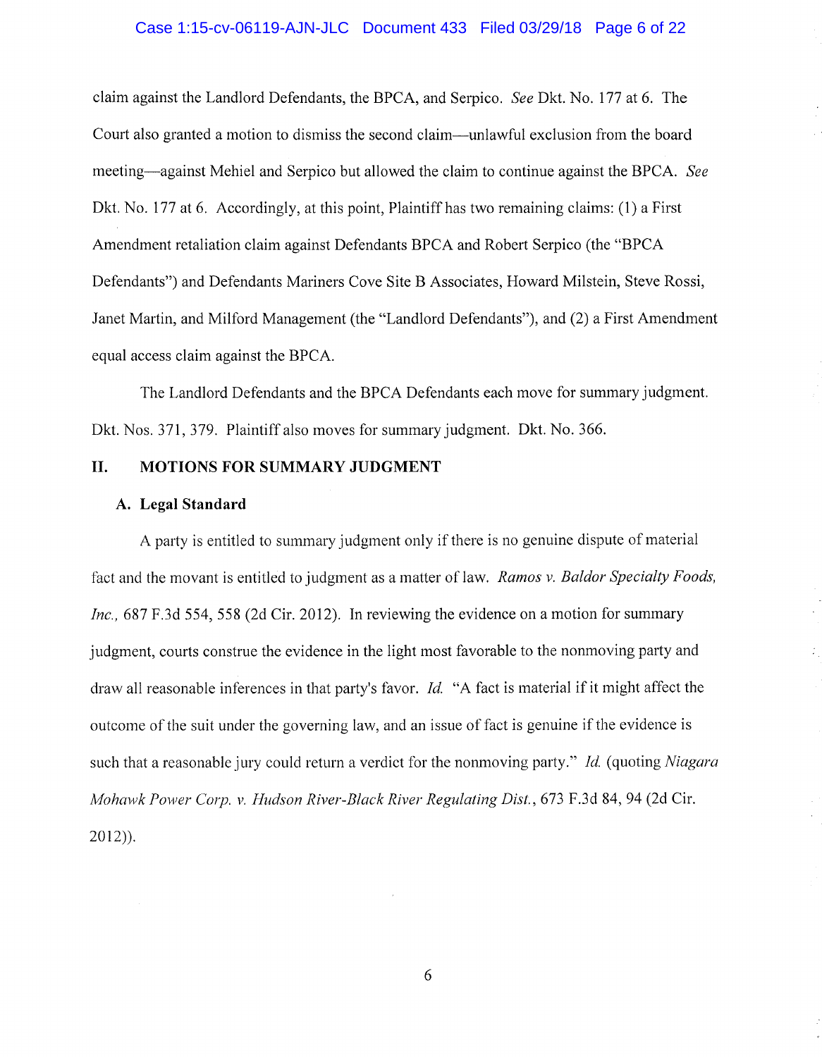claim against the Landlord Defendants, the BPCA, and Serpico. *See* Dkt. No. 177 at 6. The Court also granted a motion to dismiss the second claim—unlawful exclusion from the board meeting—against Mehiel and Serpico but allowed the claim to continue against the BPCA. *See* Dkt. No. 177 at 6. Accordingly, at this point, Plaintiff has two remaining claims: (1) a First Amendment retaliation claim against Defendants BPCA and Robert Serpico (the "BPCA Defendants") and Defendants Mariners Cove Site B Associates, Howard Milstein, Steve Rossi, Janet Martin, and Milford Management (the "Landlord Defendants"), and (2) a First Amendment equal access claim against the BPCA.

The Landlord Defendants and the BPCA Defendants each move for summary judgment. Dkt. Nos. 371, 379. Plaintiff also moves for summary judgment. Dkt. No. 366.

## II. MOTIONS FOR SUMMARY JUDGMENT

### A. Legal Standard

A party is entitled to summary judgment only if there is no genuine dispute of material fact and the movant is entitled to judgment as a matter of law. *Ramos v. Baldor Specialty Foods, Inc.*, 687 F.3d 554, 558 (2d Cir. 2012). In reviewing the evidence on a motion for summary judgment, courts construe the evidence in the light most favorable to the nonmoving party and draw all reasonable inferences in that party's favor. *Id.* "A fact is material if it might affect the outcome of the suit under the governing law, and an issue of fact is genuine if the evidence is such that a reasonable jury could return a verdict for the nonmoving party." *Id.* (quoting *Niagara Mohawk Power Corp. v. Hudson River-Black River Regulating Dist.*, 673 F.3d 84, 94 (2d Cir. 2012)).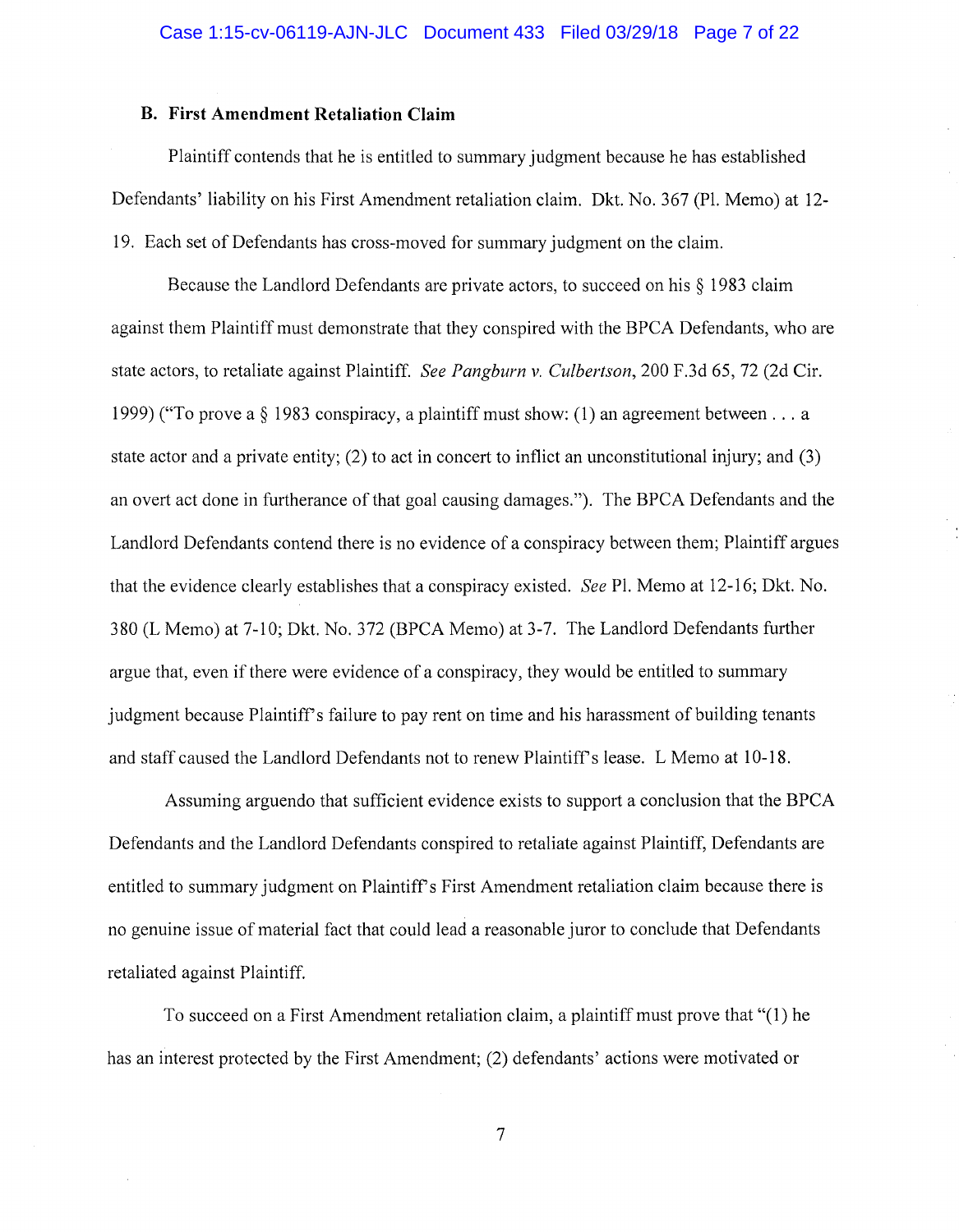### B. First Amendment Retaliation Claim

Plaintiff contends that he is entitled to summary judgment because he has established Defendants' liability on his First Amendment retaliation claim. Dkt. No. 367 (Pl. Memo) at 12-19. Each set of Defendants has cross-moved for summary judgment on the claim.

Because the Landlord Defendants are private actors, to succeed on his § 1983 claim against them Plaintiff must demonstrate that they conspired with the BPCA Defendants, who are state actors, to retaliate against Plaintiff. *See Pangburn v. Culbertson*, 200 F.3d 65, 72 (2d Cir. 1999) ("To prove a § 1983 conspiracy, a plaintiff must show: (1) an agreement between . . . a state actor and a private entity; (2) to act in concert to inflict an unconstitutional injury; and (3) an overt act done in furtherance of that goal causing damages."). The BPCA Defendants and the Landlord Defendants contend there is no evidence of a conspiracy between them; Plaintiff argues that the evidence clearly establishes that a conspiracy existed. *See* Pl. Memo at 12-16; Dkt. No. 380 (L Memo) at 7-10; Dkt. No. 372 (BPCA Memo) at 3-7. The Landlord Defendants further argue that, even if there were evidence of a conspiracy, they would be entitled to summary judgment because Plaintiff's failure to pay rent on time and his harassment of building tenants and staff caused the Landlord Defendants not to renew Plaintiff's lease. L Memo at 10-18.

Assuming arguendo that sufficient evidence exists to support a conclusion that the BPCA Defendants and the Landlord Defendants conspired to retaliate against Plaintiff, Defendants are entitled to summary judgment on Plaintiff's First Amendment retaliation claim because there is no genuine issue of material fact that could lead a reasonable juror to conclude that Defendants retaliated against Plaintiff.

To succeed on a First Amendment retaliation claim, a plaintiff must prove that "(1) he has an interest protected by the First Amendment; (2) defendants' actions were motivated or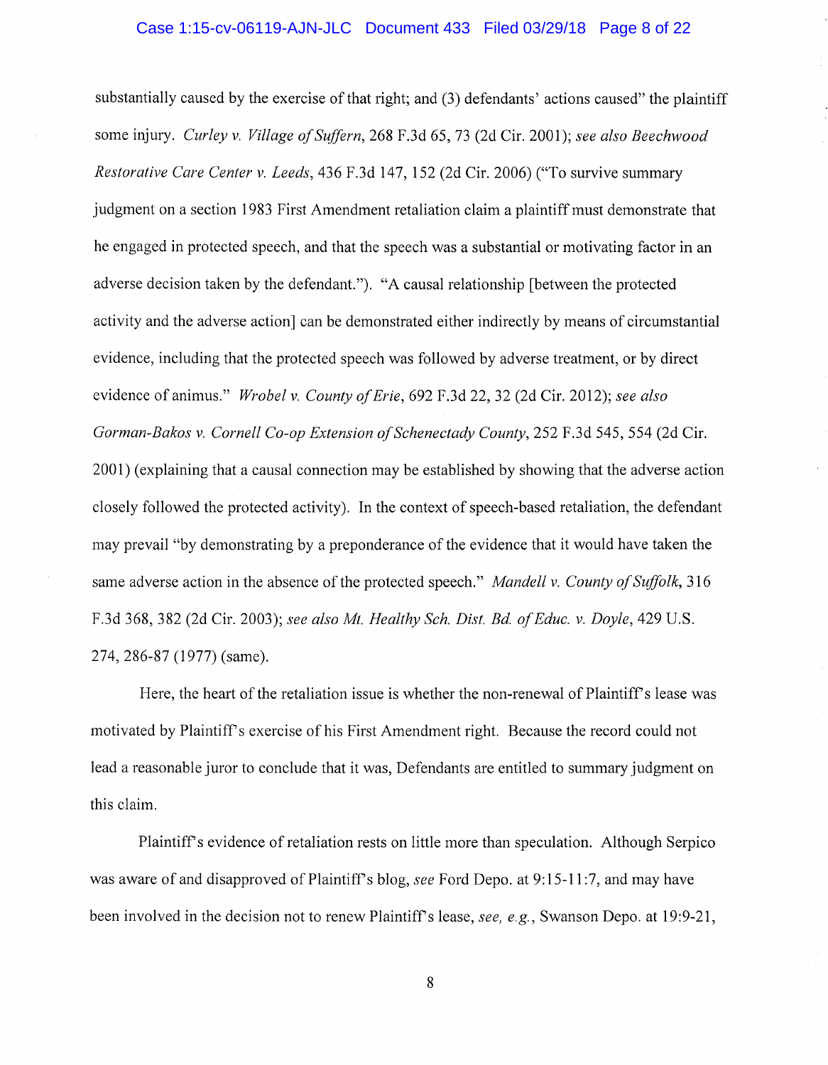substantially caused by the exercise of that right; and (3) defendants' actions caused" the plaintiff some injury. *Curley v. Village of Suffern*, 268 F.3d 65, 73 (2d Cir. 2001); *see also Beechwood Restorative Care Center v. Leeds*, 436 F.3d 147, 152 (2d Cir. 2006) ("To survive summary judgment on a section 1983 First Amendment retaliation claim a plaintiff must demonstrate that he engaged in protected speech, and that the speech was a substantial or motivating factor in an adverse decision taken by the defendant."). "A causal relationship [between the protected activity and the adverse action] can be demonstrated either indirectly by means of circumstantial evidence, including that the protected speech was followed by adverse treatment, or by direct evidence of animus." *Wrobel v. County of Erie*, 692 F.3d 22, 32 (2d Cir. 2012); *see also Gorman-Bakos v. Cornell Co-op Extension of Schenectady County*, 252 F.3d 545, 554 (2d Cir. 2001) (explaining that a causal connection may be established by showing that the adverse action closely followed the protected activity). In the context of speech-based retaliation, the defendant may prevail "by demonstrating by a preponderance of the evidence that it would have taken the same adverse action in the absence of the protected speech." *Mandell v. County of Suffolk*, 316 F.3d 368, 382 (2d Cir. 2003); *see also Mt. Healthy Sch. Dist. Bd. of Educ. v. Doyle*, 429 U.S. 274, 286-87 (1977) (same).

Here, the heart of the retaliation issue is whether the non-renewal of Plaintiff's lease was motivated by Plaintiff's exercise of his First Amendment right. Because the record could not lead a reasonable juror to conclude that it was, Defendants are entitled to summary judgment on this claim.

Plaintiff's evidence of retaliation rests on little more than speculation. Although Serpico was aware of and disapproved of Plaintiff's blog, *see* Ford Depo. at 9:15-11:7, and may have been involved in the decision not to renew Plaintiff's lease, *see, e.g.*, Swanson Depo. at 19:9-21,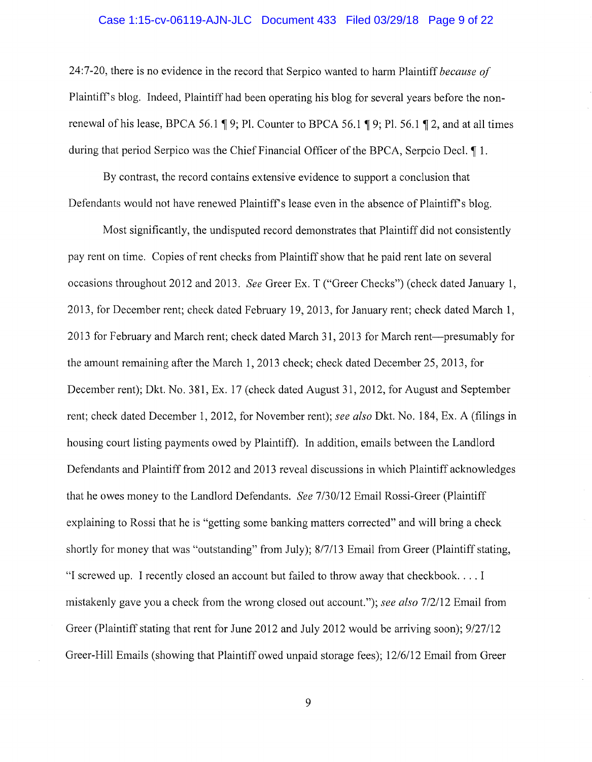24:7-20, there is no evidence in the record that Serpico wanted to harm Plaintiff *because of* Plaintiff's blog. Indeed, Plaintiff had been operating his blog for several years before the non-renewal of his lease, BPCA 56.1 ¶ 9; Pl. Counter to BPCA 56.1 ¶ 9; Pl. 56.1 ¶ 2, and at all times during that period Serpico was the Chief Financial Officer of the BPCA, Serpcio Decl. ¶ 1.

By contrast, the record contains extensive evidence to support a conclusion that Defendants would not have renewed Plaintiff's lease even in the absence of Plaintiff's blog.

Most significantly, the undisputed record demonstrates that Plaintiff did not consistently pay rent on time. Copies of rent checks from Plaintiff show that he paid rent late on several occasions throughout 2012 and 2013. *See* Greer Ex. T ("Greer Checks") (check dated January 1, 2013, for December rent; check dated February 19, 2013, for January rent; check dated March 1, 2013 for February and March rent; check dated March 31, 2013 for March rent—presumably for the amount remaining after the March 1, 2013 check; check dated December 25, 2013, for December rent); Dkt. No. 381, Ex. 17 (check dated August 31, 2012, for August and September rent; check dated December 1, 2012, for November rent); *see also* Dkt. No. 184, Ex. A (filings in housing court listing payments owed by Plaintiff). In addition, emails between the Landlord Defendants and Plaintiff from 2012 and 2013 reveal discussions in which Plaintiff acknowledges that he owes money to the Landlord Defendants. *See* 7/30/12 Email Rossi-Greer (Plaintiff explaining to Rossi that he is "getting some banking matters corrected" and will bring a check shortly for money that was "outstanding" from July); 8/7/13 Email from Greer (Plaintiff stating, "I screwed up. I recently closed an account but failed to throw away that checkbook. . . . I mistakenly gave you a check from the wrong closed out account."); *see also* 7/2/12 Email from Greer (Plaintiff stating that rent for June 2012 and July 2012 would be arriving soon); 9/27/12 Greer-Hill Emails (showing that Plaintiff owed unpaid storage fees); 12/6/12 Email from Greer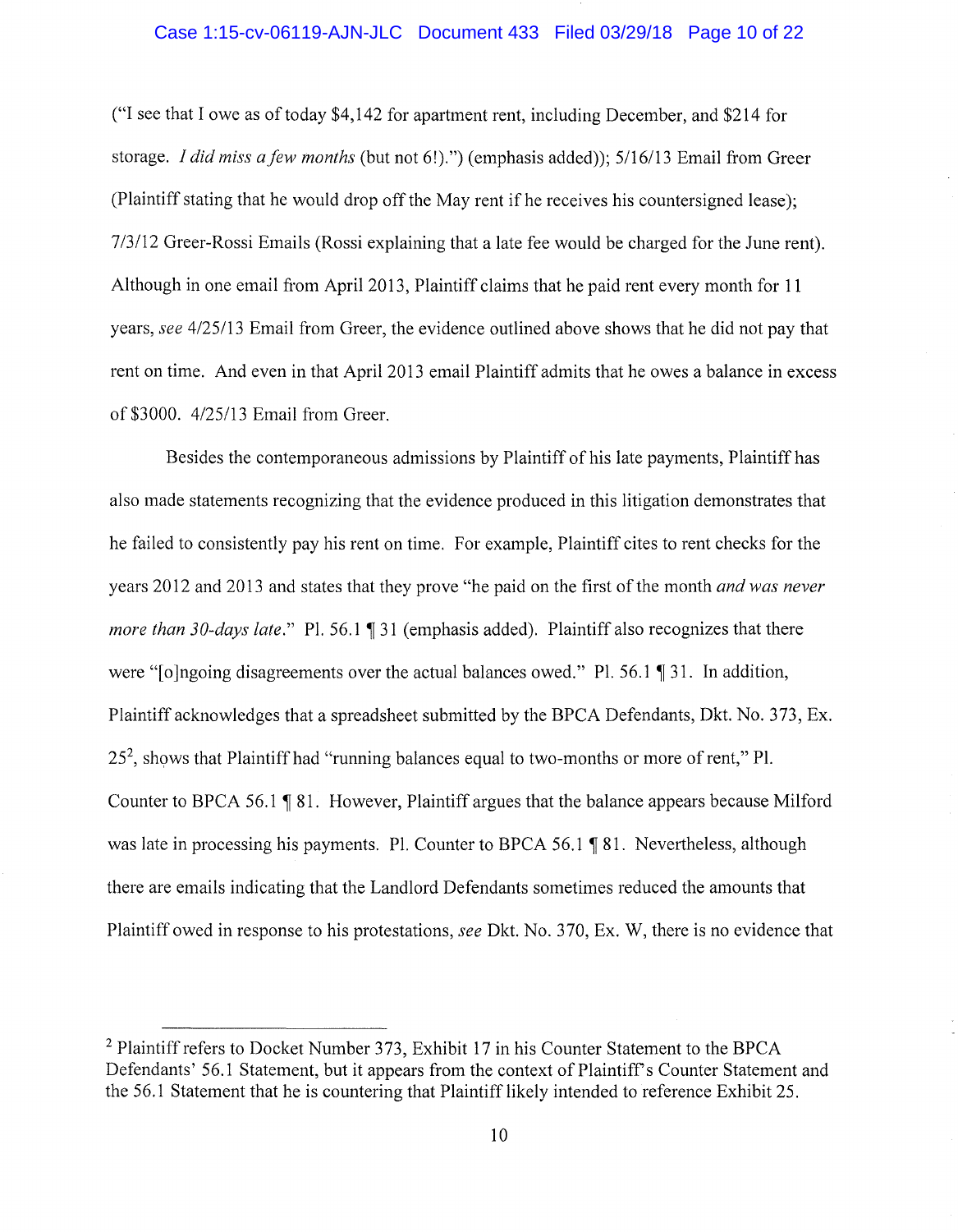("I see that I owe as of today $4,142 for apartment rent, including December, and $214 for storage. *I did miss a few months* (but not 6!).") (emphasis added)); 5/16/13 Email from Greer (Plaintiff stating that he would drop off the May rent if he receives his countersigned lease); 7/3/12 Greer-Rossi Emails (Rossi explaining that a late fee would be charged for the June rent). Although in one email from April 2013, Plaintiff claims that he paid rent every month for 11 years, *see* 4/25/13 Email from Greer, the evidence outlined above shows that he did not pay that rent on time. And even in that April 2013 email Plaintiff admits that he owes a balance in excess of $3000. 4/25/13 Email from Greer.

Besides the contemporaneous admissions by Plaintiff of his late payments, Plaintiff has also made statements recognizing that the evidence produced in this litigation demonstrates that he failed to consistently pay his rent on time. For example, Plaintiff cites to rent checks for the years 2012 and 2013 and states that they prove "he paid on the first of the month *and was never more than 30-days late*." Pl. 56.1 ¶ 31 (emphasis added). Plaintiff also recognizes that there were "[o]ngoing disagreements over the actual balances owed." Pl. 56.1 ¶ 31. In addition, Plaintiff acknowledges that a spreadsheet submitted by the BPCA Defendants, Dkt. No. 373, Ex. 25[2], shows that Plaintiff had "running balances equal to two-months or more of rent," Pl. Counter to BPCA 56.1 ¶ 81. However, Plaintiff argues that the balance appears because Milford was late in processing his payments. Pl. Counter to BPCA 56.1 ¶ 81. Nevertheless, although there are emails indicating that the Landlord Defendants sometimes reduced the amounts that Plaintiff owed in response to his protestations, *see* Dkt. No. 370, Ex. W, there is no evidence that

---

[2] Plaintiff refers to Docket Number 373, Exhibit 17 in his Counter Statement to the BPCA Defendants' 56.1 Statement, but it appears from the context of Plaintiff's Counter Statement and the 56.1 Statement that he is countering that Plaintiff likely intended to reference Exhibit 25.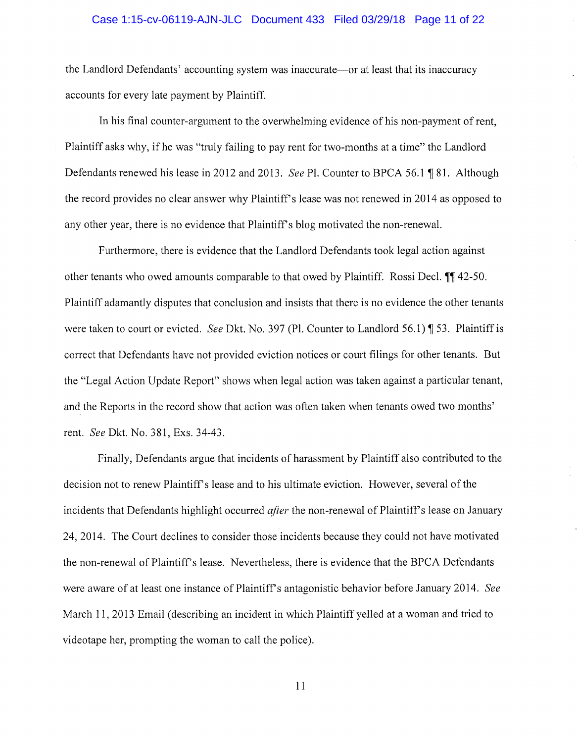the Landlord Defendants' accounting system was inaccurate—or at least that its inaccuracy accounts for every late payment by Plaintiff.

In his final counter-argument to the overwhelming evidence of his non-payment of rent, Plaintiff asks why, if he was "truly failing to pay rent for two-months at a time" the Landlord Defendants renewed his lease in 2012 and 2013. *See* Pl. Counter to BPCA 56.1 ¶ 81. Although the record provides no clear answer why Plaintiff's lease was not renewed in 2014 as opposed to any other year, there is no evidence that Plaintiff's blog motivated the non-renewal.

Furthermore, there is evidence that the Landlord Defendants took legal action against other tenants who owed amounts comparable to that owed by Plaintiff. Rossi Decl. ¶¶ 42-50. Plaintiff adamantly disputes that conclusion and insists that there is no evidence the other tenants were taken to court or evicted. *See* Dkt. No. 397 (Pl. Counter to Landlord 56.1) ¶ 53. Plaintiff is correct that Defendants have not provided eviction notices or court filings for other tenants. But the "Legal Action Update Report" shows when legal action was taken against a particular tenant, and the Reports in the record show that action was often taken when tenants owed two months' rent. *See* Dkt. No. 381, Exs. 34-43.

Finally, Defendants argue that incidents of harassment by Plaintiff also contributed to the decision not to renew Plaintiff's lease and to his ultimate eviction. However, several of the incidents that Defendants highlight occurred *after* the non-renewal of Plaintiff's lease on January 24, 2014. The Court declines to consider those incidents because they could not have motivated the non-renewal of Plaintiff's lease. Nevertheless, there is evidence that the BPCA Defendants were aware of at least one instance of Plaintiff's antagonistic behavior before January 2014. *See* March 11, 2013 Email (describing an incident in which Plaintiff yelled at a woman and tried to videotape her, prompting the woman to call the police).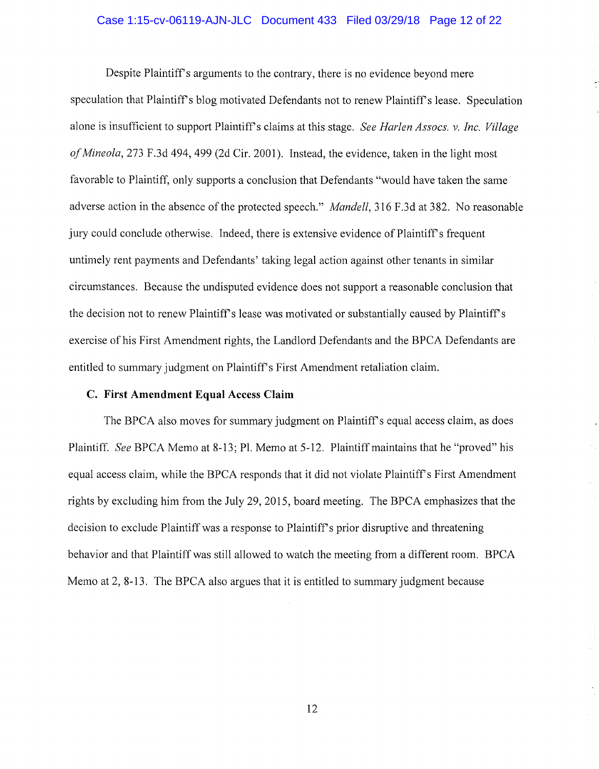Despite Plaintiff's arguments to the contrary, there is no evidence beyond mere speculation that Plaintiff's blog motivated Defendants not to renew Plaintiff's lease. Speculation alone is insufficient to support Plaintiff's claims at this stage. *See Harlen Assocs. v. Inc. Village of Mineola*, 273 F.3d 494, 499 (2d Cir. 2001). Instead, the evidence, taken in the light most favorable to Plaintiff, only supports a conclusion that Defendants "would have taken the same adverse action in the absence of the protected speech." *Mandell*, 316 F.3d at 382. No reasonable jury could conclude otherwise. Indeed, there is extensive evidence of Plaintiff's frequent untimely rent payments and Defendants' taking legal action against other tenants in similar circumstances. Because the undisputed evidence does not support a reasonable conclusion that the decision not to renew Plaintiff's lease was motivated or substantially caused by Plaintiff's exercise of his First Amendment rights, the Landlord Defendants and the BPCA Defendants are entitled to summary judgment on Plaintiff's First Amendment retaliation claim.

### C. First Amendment Equal Access Claim

The BPCA also moves for summary judgment on Plaintiff's equal access claim, as does Plaintiff. *See* BPCA Memo at 8-13; Pl. Memo at 5-12. Plaintiff maintains that he "proved" his equal access claim, while the BPCA responds that it did not violate Plaintiff's First Amendment rights by excluding him from the July 29, 2015, board meeting. The BPCA emphasizes that the decision to exclude Plaintiff was a response to Plaintiff's prior disruptive and threatening behavior and that Plaintiff was still allowed to watch the meeting from a different room. BPCA Memo at 2, 8-13. The BPCA also argues that it is entitled to summary judgment because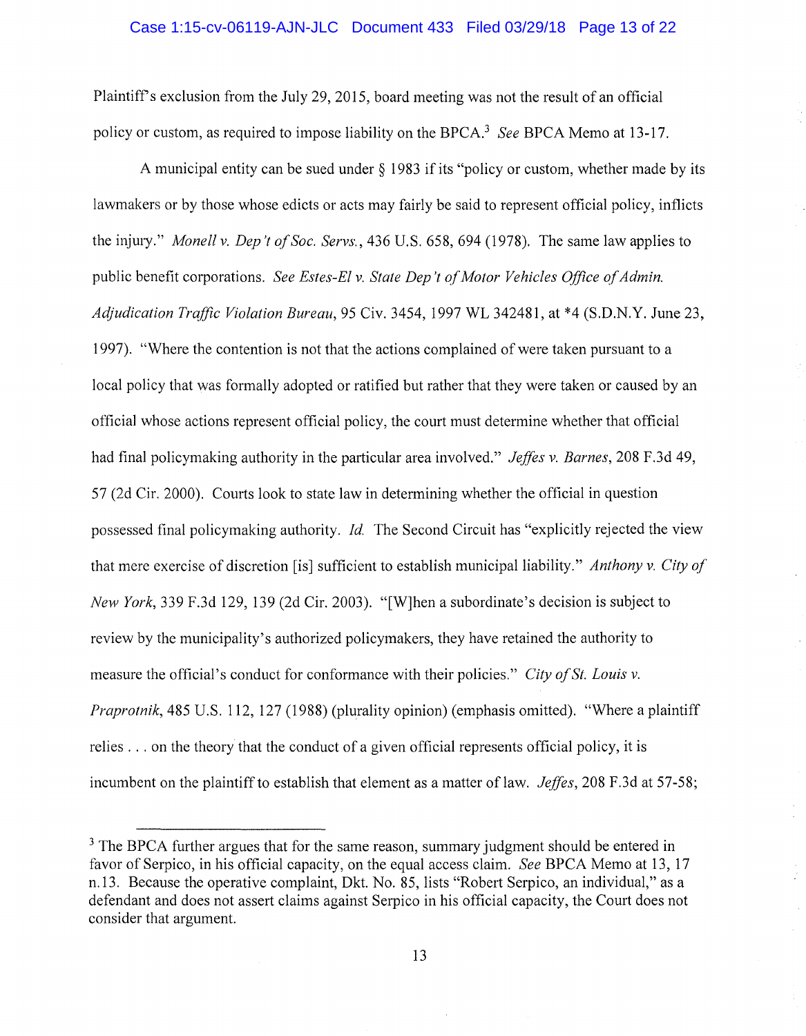Plaintiff's exclusion from the July 29, 2015, board meeting was not the result of an official policy or custom, as required to impose liability on the BPCA.[3] *See* BPCA Memo at 13-17.

A municipal entity can be sued under § 1983 if its "policy or custom, whether made by its lawmakers or by those whose edicts or acts may fairly be said to represent official policy, inflicts the injury." *Monell v. Dep't of Soc. Servs.*, 436 U.S. 658, 694 (1978). The same law applies to public benefit corporations. *See Estes-El v. State Dep't of Motor Vehicles Office of Admin. Adjudication Traffic Violation Bureau*, 95 Civ. 3454, 1997 WL 342481, at *4 (S.D.N.Y. June 23, 1997). "Where the contention is not that the actions complained of were taken pursuant to a local policy that was formally adopted or ratified but rather that they were taken or caused by an official whose actions represent official policy, the court must determine whether that official had final policymaking authority in the particular area involved." *Jeffes v. Barnes*, 208 F.3d 49, 57 (2d Cir. 2000). Courts look to state law in determining whether the official in question possessed final policymaking authority. *Id.* The Second Circuit has "explicitly rejected the view that mere exercise of discretion [is] sufficient to establish municipal liability." *Anthony v. City of New York*, 339 F.3d 129, 139 (2d Cir. 2003). "[W]hen a subordinate's decision is subject to review by the municipality's authorized policymakers, they have retained the authority to measure the official's conduct for conformance with their policies." *City of St. Louis v. Praprotnik*, 485 U.S. 112, 127 (1988) (plurality opinion) (emphasis omitted). "Where a plaintiff relies . . . on the theory that the conduct of a given official represents official policy, it is incumbent on the plaintiff to establish that element as a matter of law. *Jeffes*, 208 F.3d at 57-58;

---

[3] The BPCA further argues that for the same reason, summary judgment should be entered in favor of Serpico, in his official capacity, on the equal access claim. *See* BPCA Memo at 13, 17 n.13. Because the operative complaint, Dkt. No. 85, lists "Robert Serpico, an individual," as a defendant and does not assert claims against Serpico in his official capacity, the Court does not consider that argument.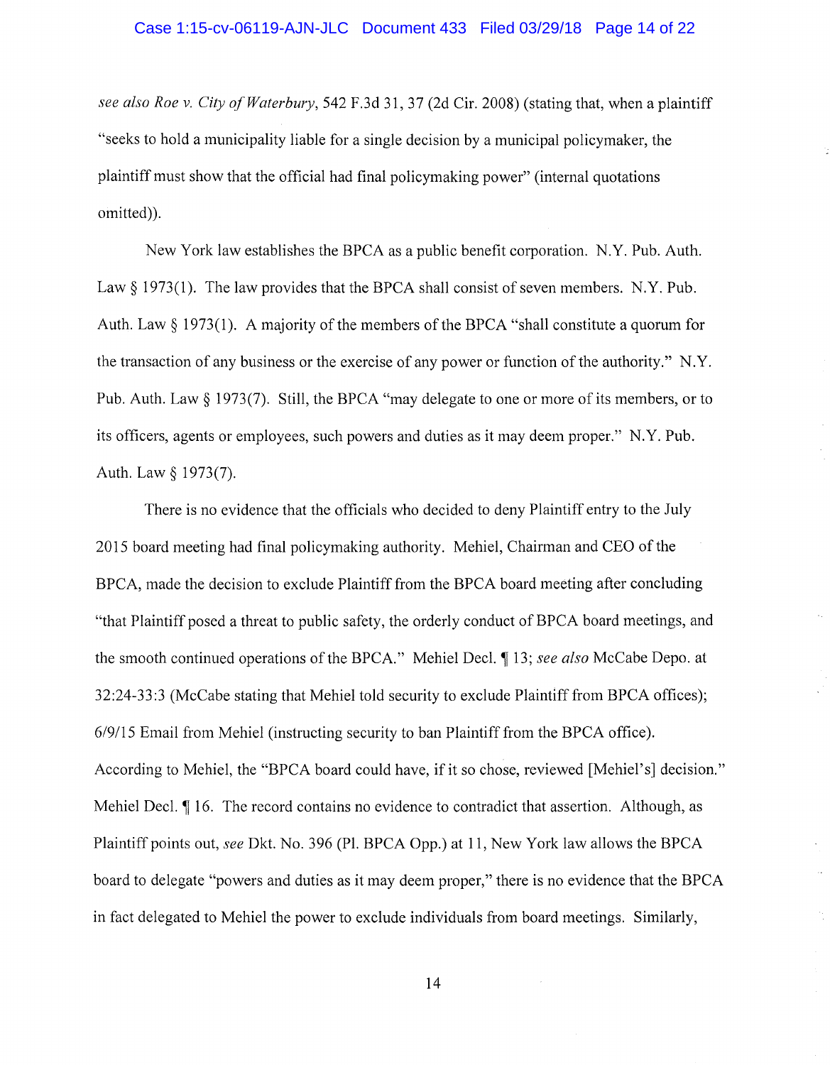*see also Roe v. City of Waterbury*, 542 F.3d 31, 37 (2d Cir. 2008) (stating that, when a plaintiff "seeks to hold a municipality liable for a single decision by a municipal policymaker, the plaintiff must show that the official had final policymaking power" (internal quotations omitted)).

New York law establishes the BPCA as a public benefit corporation. N.Y. Pub. Auth. Law § 1973(1). The law provides that the BPCA shall consist of seven members. N.Y. Pub. Auth. Law § 1973(1). A majority of the members of the BPCA "shall constitute a quorum for the transaction of any business or the exercise of any power or function of the authority." N.Y. Pub. Auth. Law § 1973(7). Still, the BPCA "may delegate to one or more of its members, or to its officers, agents or employees, such powers and duties as it may deem proper." N.Y. Pub. Auth. Law § 1973(7).

There is no evidence that the officials who decided to deny Plaintiff entry to the July 2015 board meeting had final policymaking authority. Mehiel, Chairman and CEO of the BPCA, made the decision to exclude Plaintiff from the BPCA board meeting after concluding "that Plaintiff posed a threat to public safety, the orderly conduct of BPCA board meetings, and the smooth continued operations of the BPCA." Mehiel Decl. ¶ 13; *see also* McCabe Depo. at 32:24-33:3 (McCabe stating that Mehiel told security to exclude Plaintiff from BPCA offices); 6/9/15 Email from Mehiel (instructing security to ban Plaintiff from the BPCA office). According to Mehiel, the "BPCA board could have, if it so chose, reviewed [Mehiel's] decision." Mehiel Decl. ¶ 16. The record contains no evidence to contradict that assertion. Although, as Plaintiff points out, *see* Dkt. No. 396 (Pl. BPCA Opp.) at 11, New York law allows the BPCA board to delegate "powers and duties as it may deem proper," there is no evidence that the BPCA in fact delegated to Mehiel the power to exclude individuals from board meetings. Similarly,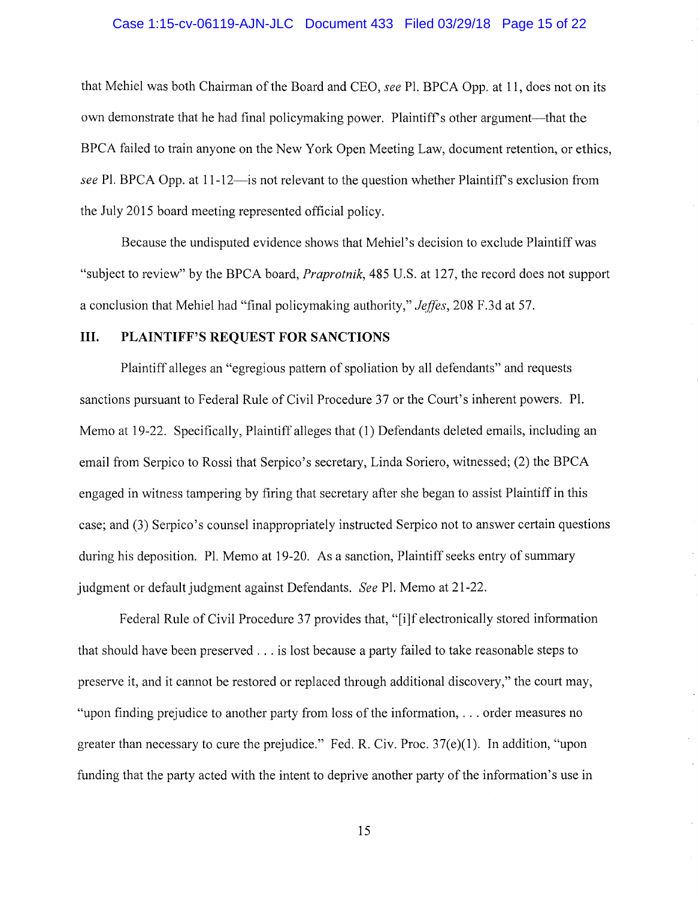that Mehiel was both Chairman of the Board and CEO, *see* Pl. BPCA Opp. at 11, does not on its own demonstrate that he had final policymaking power. Plaintiff's other argument—that the BPCA failed to train anyone on the New York Open Meeting Law, document retention, or ethics, *see* Pl. BPCA Opp. at 11-12—is not relevant to the question whether Plaintiff's exclusion from the July 2015 board meeting represented official policy.

Because the undisputed evidence shows that Mehiel's decision to exclude Plaintiff was "subject to review" by the BPCA board, *Praprotnik*, 485 U.S. at 127, the record does not support a conclusion that Mehiel had "final policymaking authority," *Jeffes*, 208 F.3d at 57.

## III. PLAINTIFF'S REQUEST FOR SANCTIONS

Plaintiff alleges an "egregious pattern of spoliation by all defendants" and requests sanctions pursuant to Federal Rule of Civil Procedure 37 or the Court's inherent powers. Pl. Memo at 19-22. Specifically, Plaintiff alleges that (1) Defendants deleted emails, including an email from Serpico to Rossi that Serpico's secretary, Linda Soriero, witnessed; (2) the BPCA engaged in witness tampering by firing that secretary after she began to assist Plaintiff in this case; and (3) Serpico's counsel inappropriately instructed Serpico not to answer certain questions during his deposition. Pl. Memo at 19-20. As a sanction, Plaintiff seeks entry of summary judgment or default judgment against Defendants. *See* Pl. Memo at 21-22.

Federal Rule of Civil Procedure 37 provides that, "[i]f electronically stored information that should have been preserved . . . is lost because a party failed to take reasonable steps to preserve it, and it cannot be restored or replaced through additional discovery," the court may, "upon finding prejudice to another party from loss of the information, . . . order measures no greater than necessary to cure the prejudice." Fed. R. Civ. Proc. 37(e)(1). In addition, "upon funding that the party acted with the intent to deprive another party of the information's use in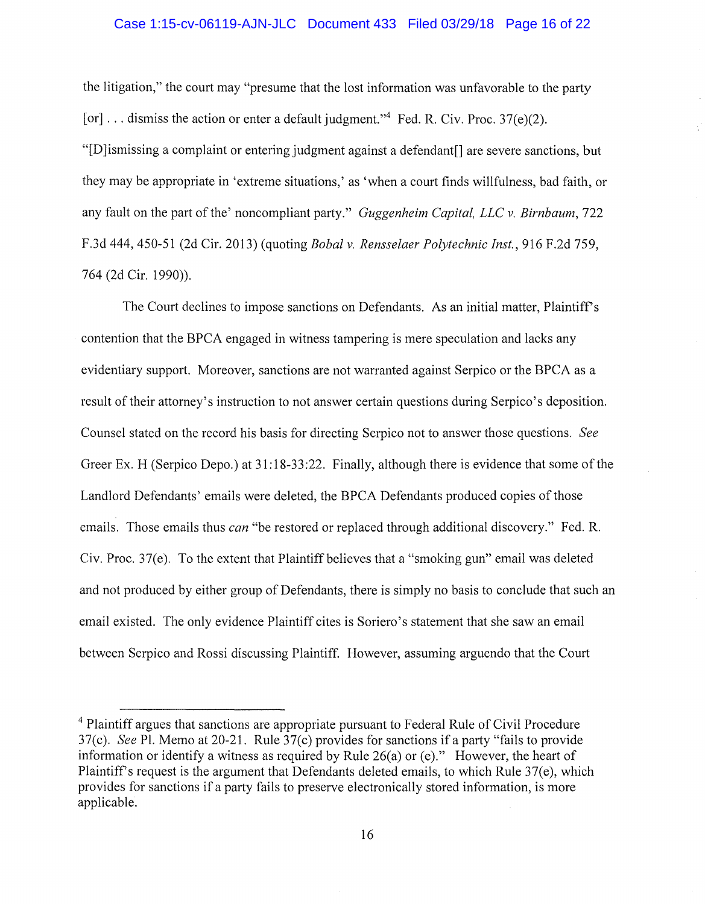the litigation," the court may "presume that the lost information was unfavorable to the party [or] . . . dismiss the action or enter a default judgment."[4] Fed. R. Civ. Proc. 37(e)(2). "[D]ismissing a complaint or entering judgment against a defendant[] are severe sanctions, but they may be appropriate in 'extreme situations,' as 'when a court finds willfulness, bad faith, or any fault on the part of the' noncompliant party." *Guggenheim Capital, LLC v. Birnbaum*, 722 F.3d 444, 450-51 (2d Cir. 2013) (quoting *Bobal v. Rensselaer Polytechnic Inst.*, 916 F.2d 759, 764 (2d Cir. 1990)).

The Court declines to impose sanctions on Defendants. As an initial matter, Plaintiff's contention that the BPCA engaged in witness tampering is mere speculation and lacks any evidentiary support. Moreover, sanctions are not warranted against Serpico or the BPCA as a result of their attorney's instruction to not answer certain questions during Serpico's deposition. Counsel stated on the record his basis for directing Serpico not to answer those questions. *See* Greer Ex. H (Serpico Depo.) at 31:18-33:22. Finally, although there is evidence that some of the Landlord Defendants' emails were deleted, the BPCA Defendants produced copies of those emails. Those emails thus *can* "be restored or replaced through additional discovery." Fed. R. Civ. Proc. 37(e). To the extent that Plaintiff believes that a "smoking gun" email was deleted and not produced by either group of Defendants, there is simply no basis to conclude that such an email existed. The only evidence Plaintiff cites is Soriero's statement that she saw an email between Serpico and Rossi discussing Plaintiff. However, assuming arguendo that the Court

[4] Plaintiff argues that sanctions are appropriate pursuant to Federal Rule of Civil Procedure 37(c). *See* Pl. Memo at 20-21. Rule 37(c) provides for sanctions if a party "fails to provide information or identify a witness as required by Rule 26(a) or (e)." However, the heart of Plaintiff's request is the argument that Defendants deleted emails, to which Rule 37(e), which provides for sanctions if a party fails to preserve electronically stored information, is more applicable.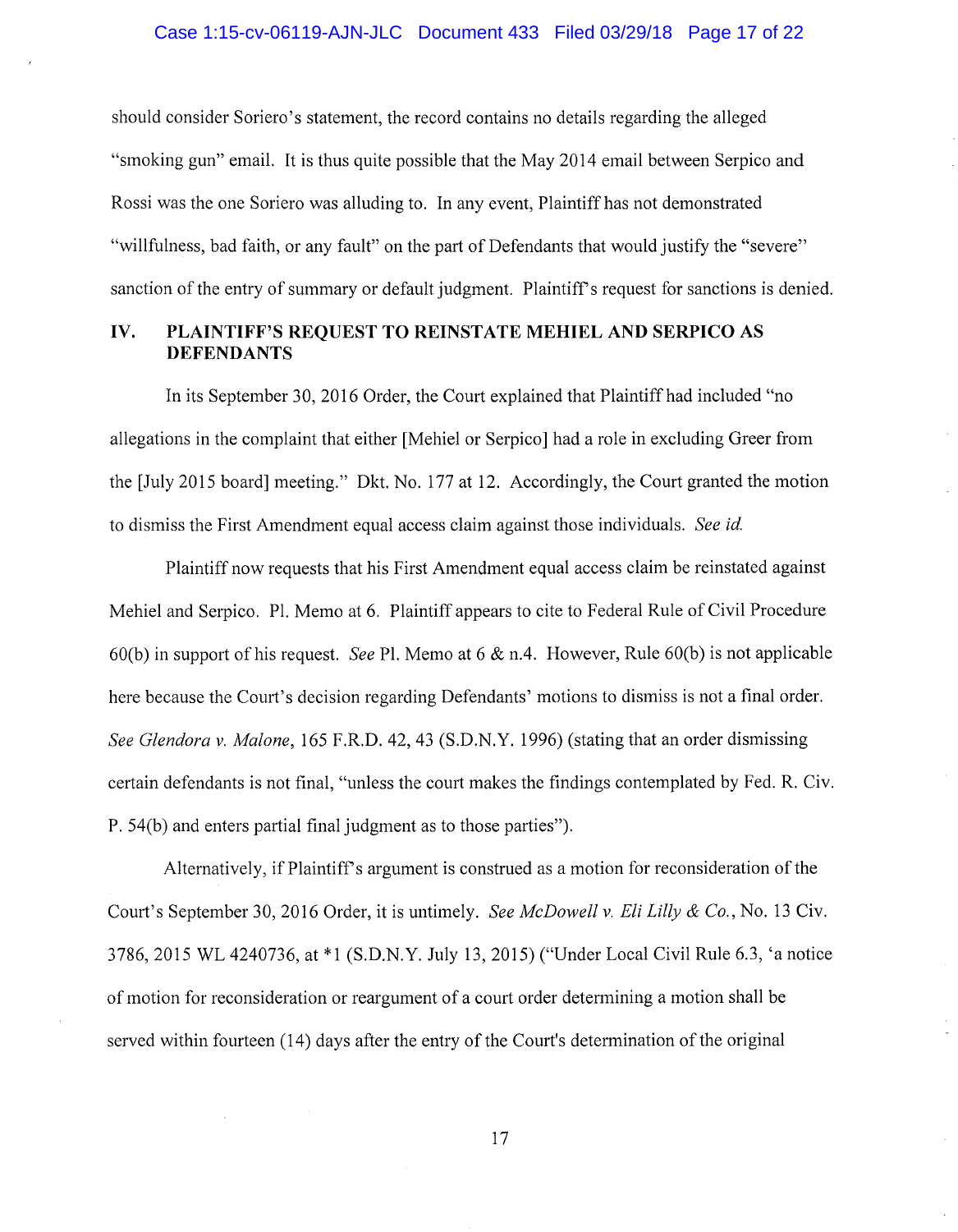should consider Soriero's statement, the record contains no details regarding the alleged "smoking gun" email. It is thus quite possible that the May 2014 email between Serpico and Rossi was the one Soriero was alluding to. In any event, Plaintiff has not demonstrated "willfulness, bad faith, or any fault" on the part of Defendants that would justify the "severe" sanction of the entry of summary or default judgment. Plaintiff's request for sanctions is denied.

## IV. PLAINTIFF'S REQUEST TO REINSTATE MEHIEL AND SERPICO AS DEFENDANTS

In its September 30, 2016 Order, the Court explained that Plaintiff had included "no allegations in the complaint that either [Mehiel or Serpico] had a role in excluding Greer from the [July 2015 board] meeting." Dkt. No. 177 at 12. Accordingly, the Court granted the motion to dismiss the First Amendment equal access claim against those individuals. *See id.*

Plaintiff now requests that his First Amendment equal access claim be reinstated against Mehiel and Serpico. Pl. Memo at 6. Plaintiff appears to cite to Federal Rule of Civil Procedure 60(b) in support of his request. *See* Pl. Memo at 6 & n.4. However, Rule 60(b) is not applicable here because the Court's decision regarding Defendants' motions to dismiss is not a final order. *See Glendora v. Malone*, 165 F.R.D. 42, 43 (S.D.N.Y. 1996) (stating that an order dismissing certain defendants is not final, "unless the court makes the findings contemplated by Fed. R. Civ. P. 54(b) and enters partial final judgment as to those parties").

Alternatively, if Plaintiff's argument is construed as a motion for reconsideration of the Court's September 30, 2016 Order, it is untimely. *See McDowell v. Eli Lilly & Co.*, No. 13 Civ. 3786, 2015 WL 4240736, at *1 (S.D.N.Y. July 13, 2015) ("Under Local Civil Rule 6.3, 'a notice of motion for reconsideration or reargument of a court order determining a motion shall be served within fourteen (14) days after the entry of the Court's determination of the original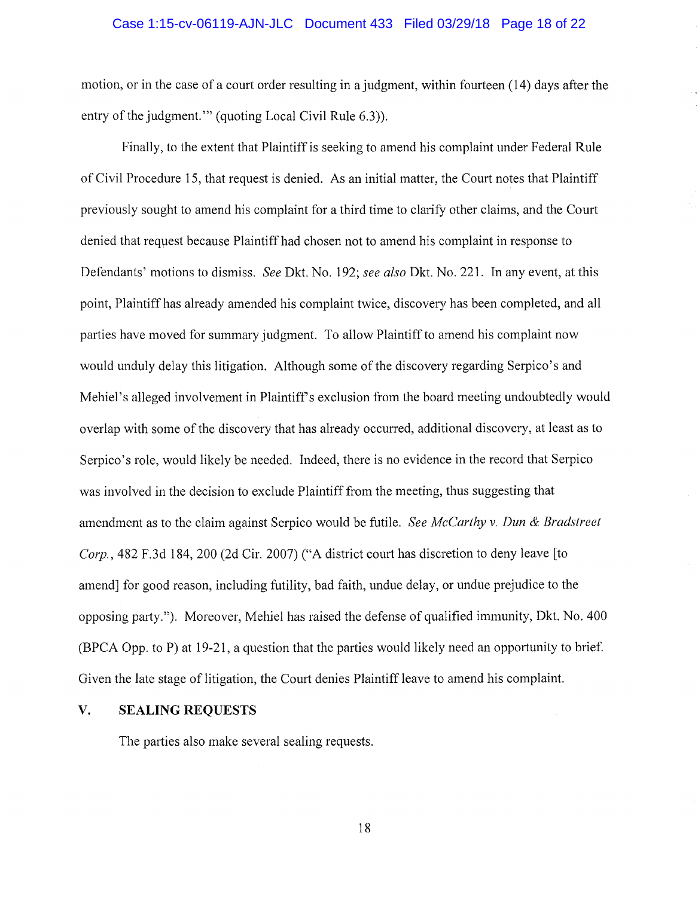motion, or in the case of a court order resulting in a judgment, within fourteen (14) days after the entry of the judgment.'" (quoting Local Civil Rule 6.3)).

Finally, to the extent that Plaintiff is seeking to amend his complaint under Federal Rule of Civil Procedure 15, that request is denied. As an initial matter, the Court notes that Plaintiff previously sought to amend his complaint for a third time to clarify other claims, and the Court denied that request because Plaintiff had chosen not to amend his complaint in response to Defendants' motions to dismiss. *See* Dkt. No. 192; *see also* Dkt. No. 221. In any event, at this point, Plaintiff has already amended his complaint twice, discovery has been completed, and all parties have moved for summary judgment. To allow Plaintiff to amend his complaint now would unduly delay this litigation. Although some of the discovery regarding Serpico's and Mehiel's alleged involvement in Plaintiff's exclusion from the board meeting undoubtedly would overlap with some of the discovery that has already occurred, additional discovery, at least as to Serpico's role, would likely be needed. Indeed, there is no evidence in the record that Serpico was involved in the decision to exclude Plaintiff from the meeting, thus suggesting that amendment as to the claim against Serpico would be futile. *See McCarthy v. Dun & Bradstreet Corp.*, 482 F.3d 184, 200 (2d Cir. 2007) ("A district court has discretion to deny leave [to amend] for good reason, including futility, bad faith, undue delay, or undue prejudice to the opposing party."). Moreover, Mehiel has raised the defense of qualified immunity, Dkt. No. 400 (BPCA Opp. to P) at 19-21, a question that the parties would likely need an opportunity to brief. Given the late stage of litigation, the Court denies Plaintiff leave to amend his complaint.

## V. SEALING REQUESTS

The parties also make several sealing requests.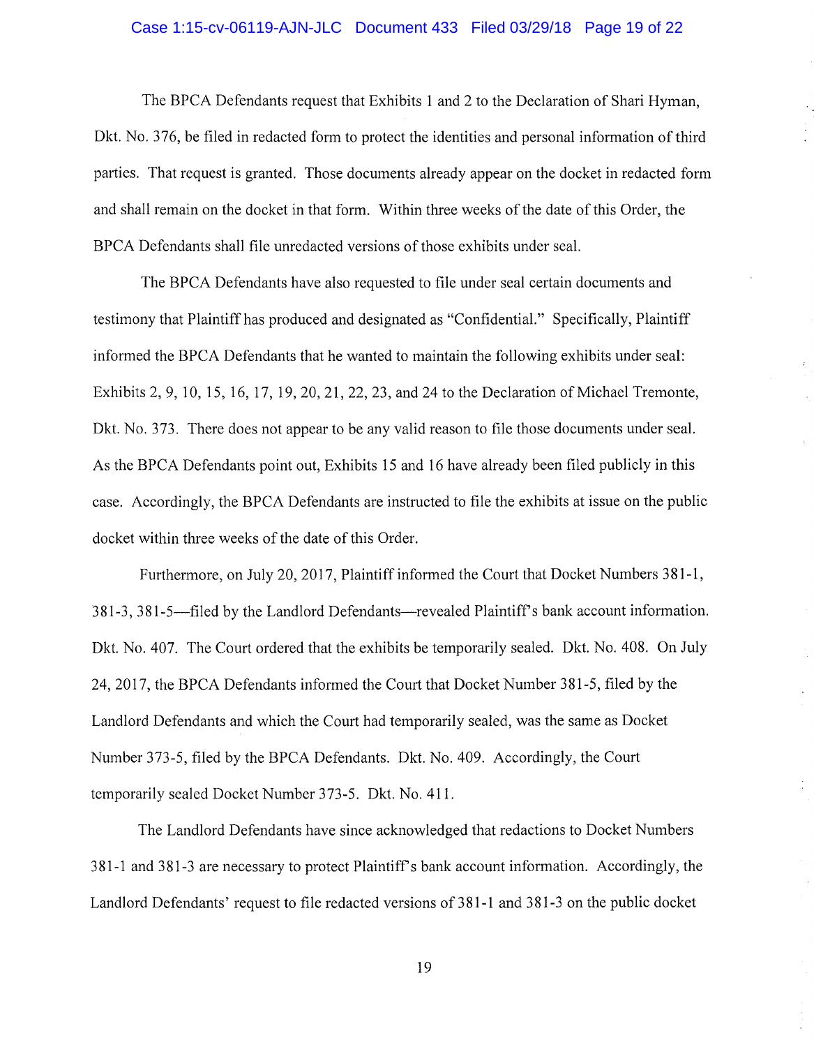The BPCA Defendants request that Exhibits 1 and 2 to the Declaration of Shari Hyman, Dkt. No. 376, be filed in redacted form to protect the identities and personal information of third parties. That request is granted. Those documents already appear on the docket in redacted form and shall remain on the docket in that form. Within three weeks of the date of this Order, the BPCA Defendants shall file unredacted versions of those exhibits under seal.

The BPCA Defendants have also requested to file under seal certain documents and testimony that Plaintiff has produced and designated as "Confidential." Specifically, Plaintiff informed the BPCA Defendants that he wanted to maintain the following exhibits under seal: Exhibits 2, 9, 10, 15, 16, 17, 19, 20, 21, 22, 23, and 24 to the Declaration of Michael Tremonte, Dkt. No. 373. There does not appear to be any valid reason to file those documents under seal. As the BPCA Defendants point out, Exhibits 15 and 16 have already been filed publicly in this case. Accordingly, the BPCA Defendants are instructed to file the exhibits at issue on the public docket within three weeks of the date of this Order.

Furthermore, on July 20, 2017, Plaintiff informed the Court that Docket Numbers 381-1, 381-3, 381-5—filed by the Landlord Defendants—revealed Plaintiff's bank account information. Dkt. No. 407. The Court ordered that the exhibits be temporarily sealed. Dkt. No. 408. On July 24, 2017, the BPCA Defendants informed the Court that Docket Number 381-5, filed by the Landlord Defendants and which the Court had temporarily sealed, was the same as Docket Number 373-5, filed by the BPCA Defendants. Dkt. No. 409. Accordingly, the Court temporarily sealed Docket Number 373-5. Dkt. No. 411.

The Landlord Defendants have since acknowledged that redactions to Docket Numbers 381-1 and 381-3 are necessary to protect Plaintiff's bank account information. Accordingly, the Landlord Defendants' request to file redacted versions of 381-1 and 381-3 on the public docket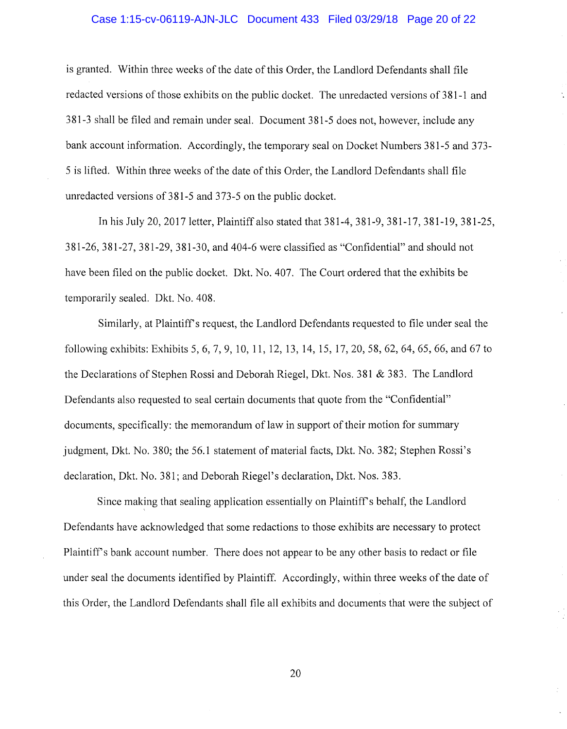is granted. Within three weeks of the date of this Order, the Landlord Defendants shall file redacted versions of those exhibits on the public docket. The unredacted versions of 381-1 and 381-3 shall be filed and remain under seal. Document 381-5 does not, however, include any bank account information. Accordingly, the temporary seal on Docket Numbers 381-5 and 373-5 is lifted. Within three weeks of the date of this Order, the Landlord Defendants shall file unredacted versions of 381-5 and 373-5 on the public docket.

In his July 20, 2017 letter, Plaintiff also stated that 381-4, 381-9, 381-17, 381-19, 381-25, 381-26, 381-27, 381-29, 381-30, and 404-6 were classified as "Confidential" and should not have been filed on the public docket. Dkt. No. 407. The Court ordered that the exhibits be temporarily sealed. Dkt. No. 408.

Similarly, at Plaintiff's request, the Landlord Defendants requested to file under seal the following exhibits: Exhibits 5, 6, 7, 9, 10, 11, 12, 13, 14, 15, 17, 20, 58, 62, 64, 65, 66, and 67 to the Declarations of Stephen Rossi and Deborah Riegel, Dkt. Nos. 381 & 383. The Landlord Defendants also requested to seal certain documents that quote from the "Confidential" documents, specifically: the memorandum of law in support of their motion for summary judgment, Dkt. No. 380; the 56.1 statement of material facts, Dkt. No. 382; Stephen Rossi's declaration, Dkt. No. 381; and Deborah Riegel's declaration, Dkt. Nos. 383.

Since making that sealing application essentially on Plaintiff's behalf, the Landlord Defendants have acknowledged that some redactions to those exhibits are necessary to protect Plaintiff's bank account number. There does not appear to be any other basis to redact or file under seal the documents identified by Plaintiff. Accordingly, within three weeks of the date of this Order, the Landlord Defendants shall file all exhibits and documents that were the subject of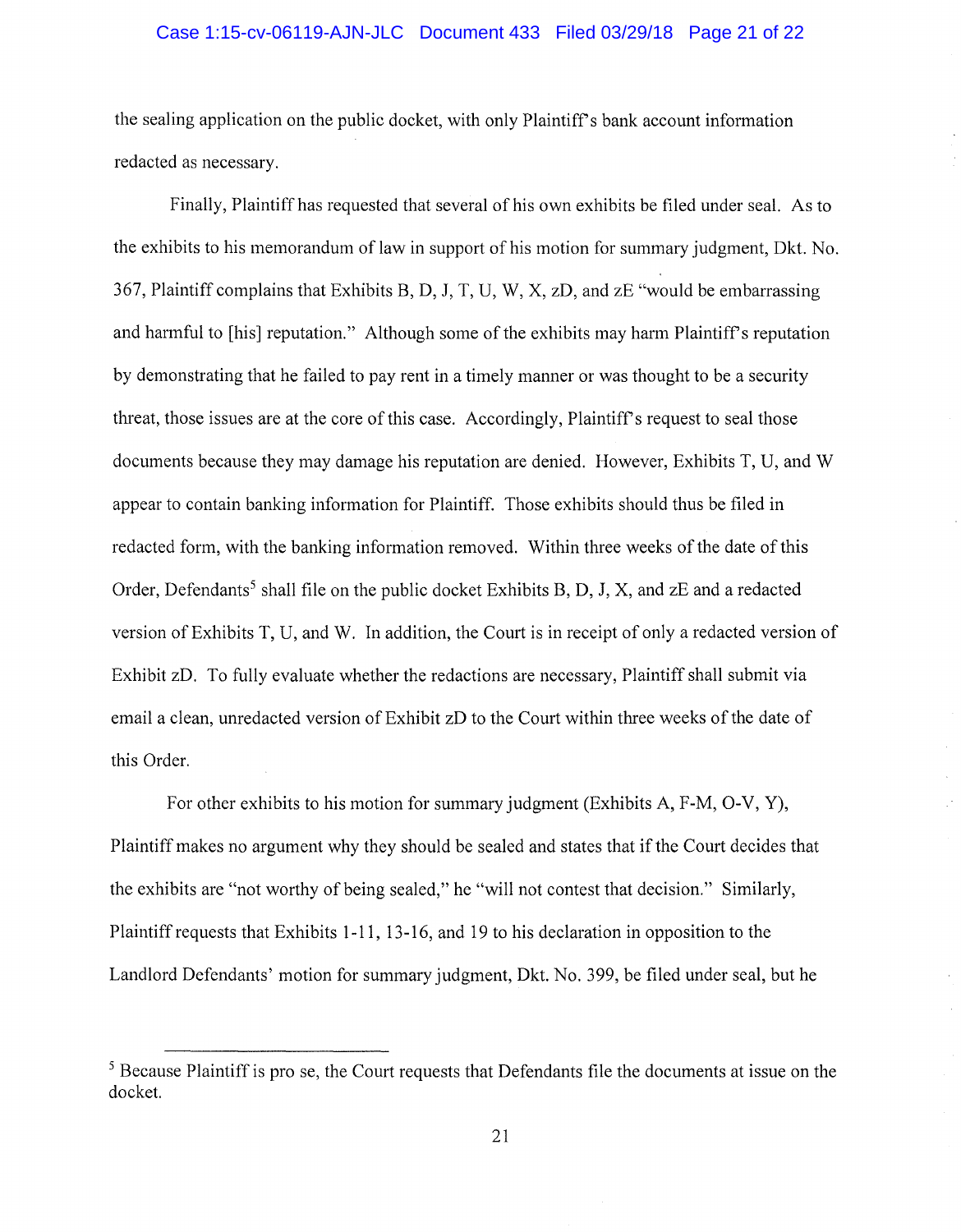the sealing application on the public docket, with only Plaintiff's bank account information redacted as necessary.

Finally, Plaintiff has requested that several of his own exhibits be filed under seal. As to the exhibits to his memorandum of law in support of his motion for summary judgment, Dkt. No. 367, Plaintiff complains that Exhibits B, D, J, T, U, W, X, zD, and zE "would be embarrassing and harmful to [his] reputation." Although some of the exhibits may harm Plaintiff's reputation by demonstrating that he failed to pay rent in a timely manner or was thought to be a security threat, those issues are at the core of this case. Accordingly, Plaintiff's request to seal those documents because they may damage his reputation are denied. However, Exhibits T, U, and W appear to contain banking information for Plaintiff. Those exhibits should thus be filed in redacted form, with the banking information removed. Within three weeks of the date of this Order, Defendants[5] shall file on the public docket Exhibits B, D, J, X, and zE and a redacted version of Exhibits T, U, and W. In addition, the Court is in receipt of only a redacted version of Exhibit zD. To fully evaluate whether the redactions are necessary, Plaintiff shall submit via email a clean, unredacted version of Exhibit zD to the Court within three weeks of the date of this Order.

For other exhibits to his motion for summary judgment (Exhibits A, F-M, O-V, Y), Plaintiff makes no argument why they should be sealed and states that if the Court decides that the exhibits are "not worthy of being sealed," he "will not contest that decision." Similarly, Plaintiff requests that Exhibits 1-11, 13-16, and 19 to his declaration in opposition to the Landlord Defendants' motion for summary judgment, Dkt. No. 399, be filed under seal, but he

---

[5] Because Plaintiff is pro se, the Court requests that Defendants file the documents at issue on the docket.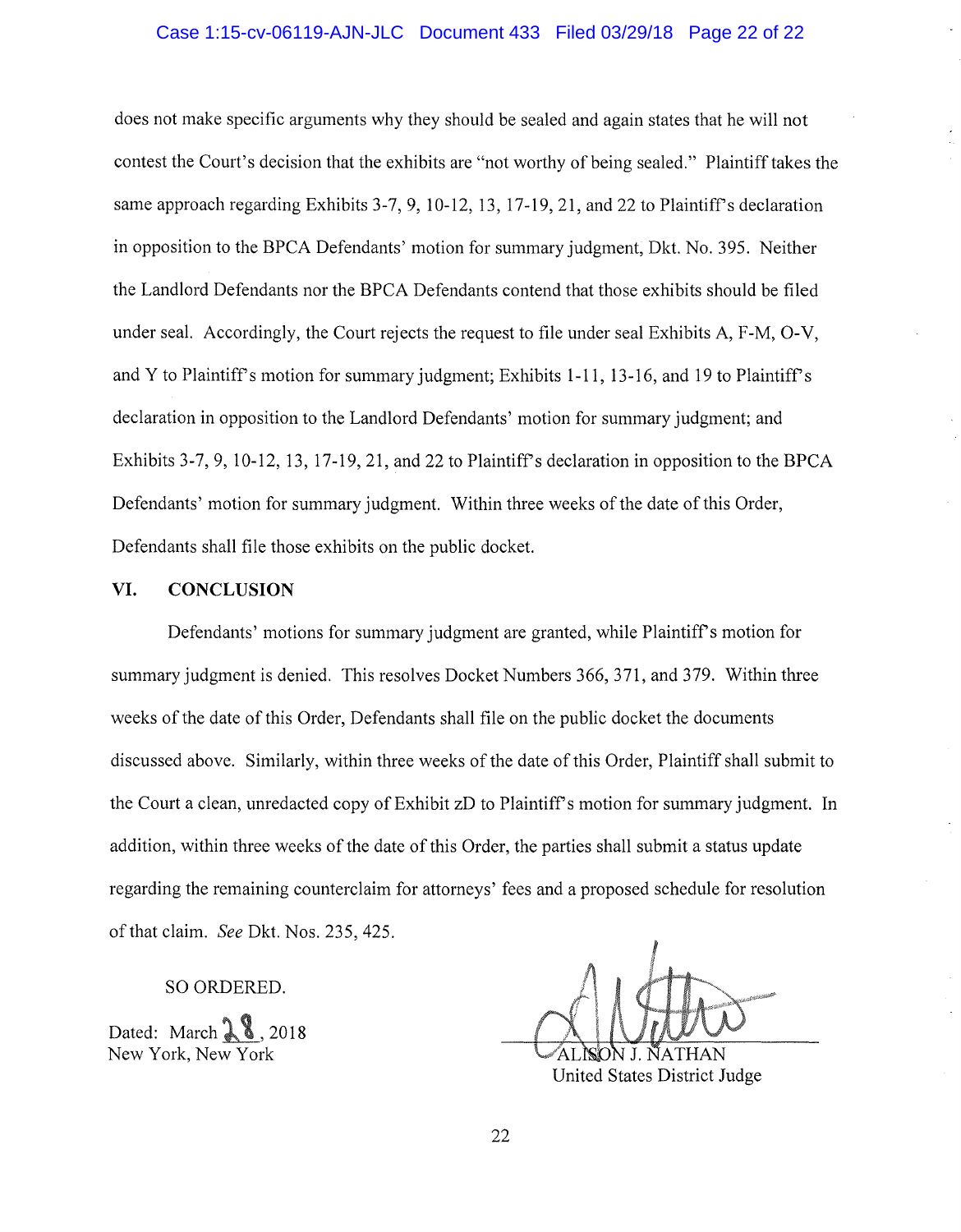does not make specific arguments why they should be sealed and again states that he will not contest the Court's decision that the exhibits are "not worthy of being sealed." Plaintiff takes the same approach regarding Exhibits 3-7, 9, 10-12, 13, 17-19, 21, and 22 to Plaintiff's declaration in opposition to the BPCA Defendants' motion for summary judgment, Dkt. No. 395. Neither the Landlord Defendants nor the BPCA Defendants contend that those exhibits should be filed under seal. Accordingly, the Court rejects the request to file under seal Exhibits A, F-M, O-V, and Y to Plaintiff's motion for summary judgment; Exhibits 1-11, 13-16, and 19 to Plaintiff's declaration in opposition to the Landlord Defendants' motion for summary judgment; and Exhibits 3-7, 9, 10-12, 13, 17-19, 21, and 22 to Plaintiff's declaration in opposition to the BPCA Defendants' motion for summary judgment. Within three weeks of the date of this Order, Defendants shall file those exhibits on the public docket.

## VI. CONCLUSION

Defendants' motions for summary judgment are granted, while Plaintiff's motion for summary judgment is denied. This resolves Docket Numbers 366, 371, and 379. Within three weeks of the date of this Order, Defendants shall file on the public docket the documents discussed above. Similarly, within three weeks of the date of this Order, Plaintiff shall submit to the Court a clean, unredacted copy of Exhibit zD to Plaintiff's motion for summary judgment. In addition, within three weeks of the date of this Order, the parties shall submit a status update regarding the remaining counterclaim for attorneys' fees and a proposed schedule for resolution of that claim. *See* Dkt. Nos. 235, 425.

SO ORDERED.

Dated: March 28, 2018
New York, New York

ALISON J. NATHAN
United States District Judge